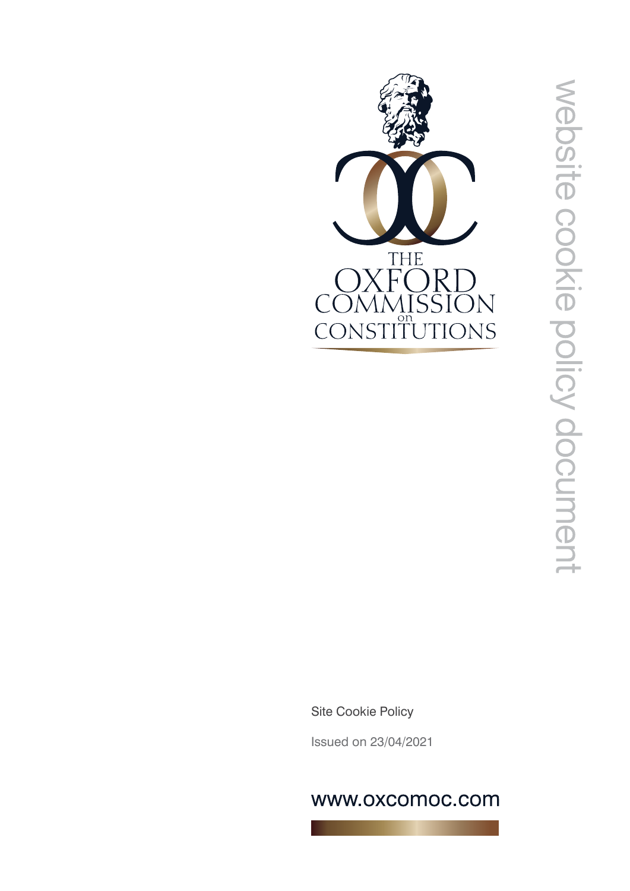THE OXFORD COMMISSION on CONSTITUTIONS

website cookie policy document

Site Cookie Policy

Issued on 23/04/2021

www.oxcomoc.com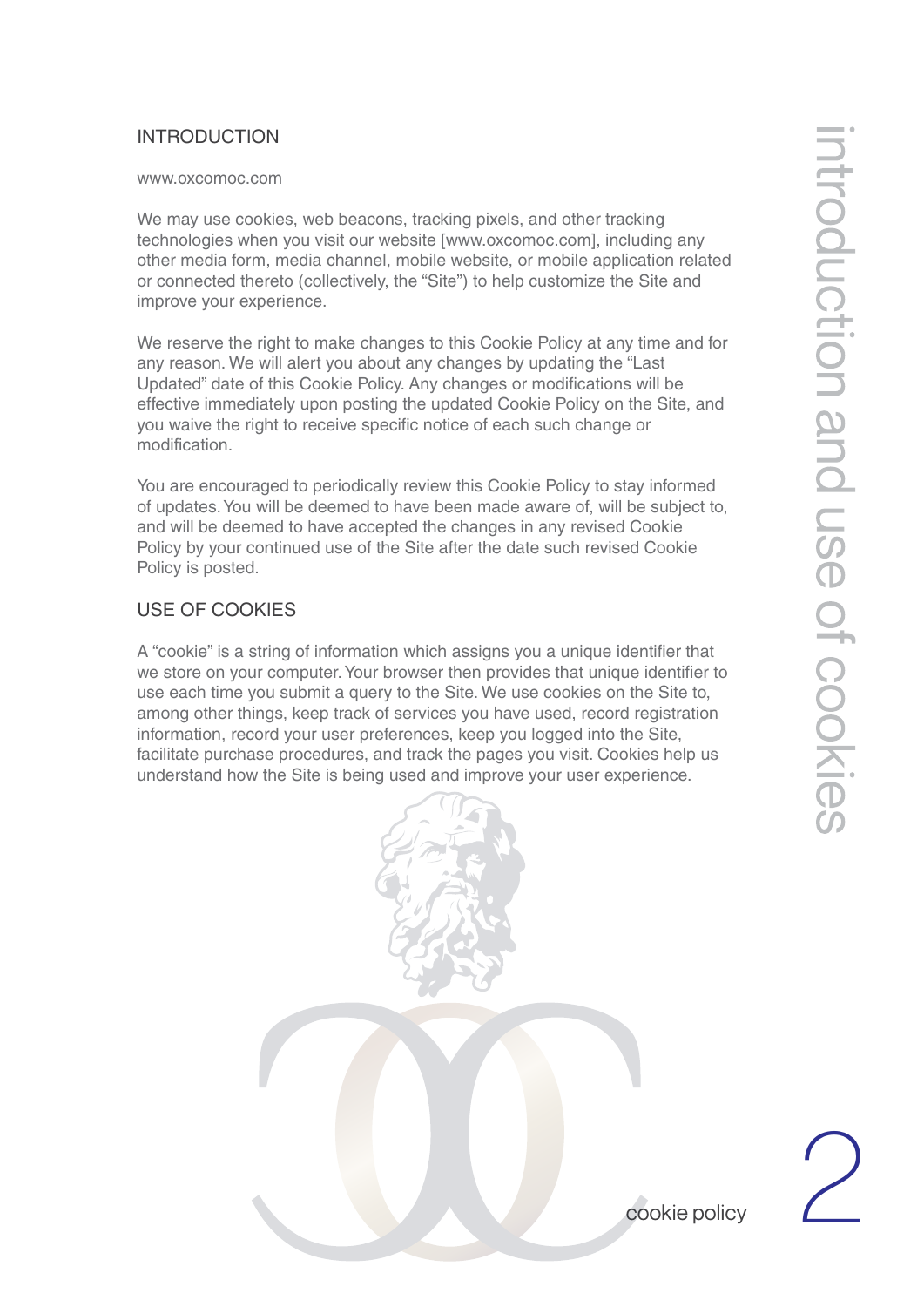## INTRODUCTION

www.oxcomoc.com

We may use cookies, web beacons, tracking pixels, and other tracking technologies when you visit our website [www.oxcomoc.com], including any other media form, media channel, mobile website, or mobile application related or connected thereto (collectively, the "Site") to help customize the Site and improve your experience.

We reserve the right to make changes to this Cookie Policy at any time and for any reason. We will alert you about any changes by updating the "Last Updated" date of this Cookie Policy. Any changes or modifications will be effective immediately upon posting the updated Cookie Policy on the Site, and you waive the right to receive specific notice of each such change or modification.

You are encouraged to periodically review this Cookie Policy to stay informed of updates. You will be deemed to have been made aware of, will be subject to, and will be deemed to have accepted the changes in any revised Cookie Policy by your continued use of the Site after the date such revised Cookie Policy is posted.

## USE OF COOKIES

A "cookie" is a string of information which assigns you a unique identifier that we store on your computer. Your browser then provides that unique identifier to use each time you submit a query to the Site. We use cookies on the Site to, among other things, keep track of services you have used, record registration information, record your user preferences, keep you logged into the Site, facilitate purchase procedures, and track the pages you visit. Cookies help us understand how the Site is being used and improve your user experience.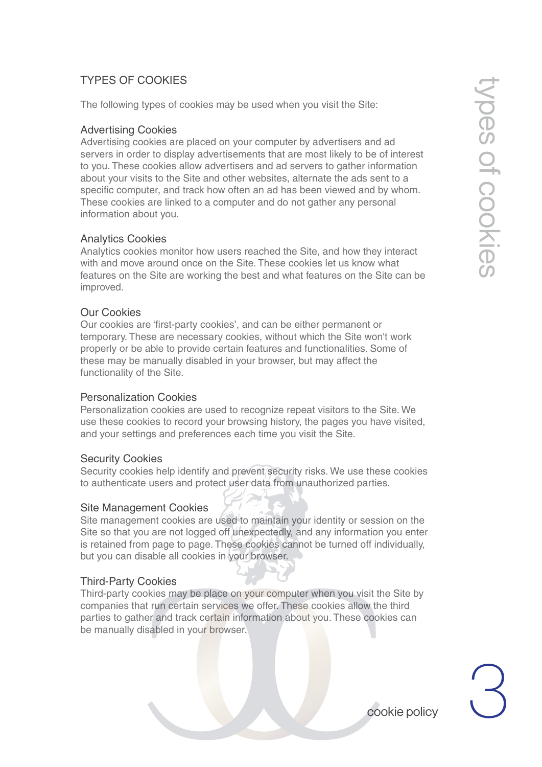## TYPES OF COOKIES

The following types of cookies may be used when you visit the Site:

### Advertising Cookies

Advertising cookies are placed on your computer by advertisers and ad servers in order to display advertisements that are most likely to be of interest to you. These cookies allow advertisers and ad servers to gather information about your visits to the Site and other websites, alternate the ads sent to a specific computer, and track how often an ad has been viewed and by whom. These cookies are linked to a computer and do not gather any personal information about you.

### Analytics Cookies

Analytics cookies monitor how users reached the Site, and how they interact with and move around once on the Site. These cookies let us know what features on the Site are working the best and what features on the Site can be improved.

### Our Cookies

Our cookies are 'first-party cookies', and can be either permanent or temporary. These are necessary cookies, without which the Site won't work properly or be able to provide certain features and functionalities. Some of these may be manually disabled in your browser, but may affect the functionality of the Site.

### Personalization Cookies

Personalization cookies are used to recognize repeat visitors to the Site. We use these cookies to record your browsing history, the pages you have visited, and your settings and preferences each time you visit the Site.

### Security Cookies

Security cookies help identify and prevent security risks. We use these cookies to authenticate users and protect user data from unauthorized parties.

### Site Management Cookies

Site management cookies are used to maintain your identity or session on the Site so that you are not logged off unexpectedly, and any information you enter is retained from page to page. These cookies cannot be turned off individually, but you can disable all cookies in your browser.

### Third-Party Cookies

Third-party cookies may be place on your computer when you visit the Site by companies that run certain services we offer. These cookies allow the third parties to gather and track certain information about you. These cookies can be manually disabled in your browser.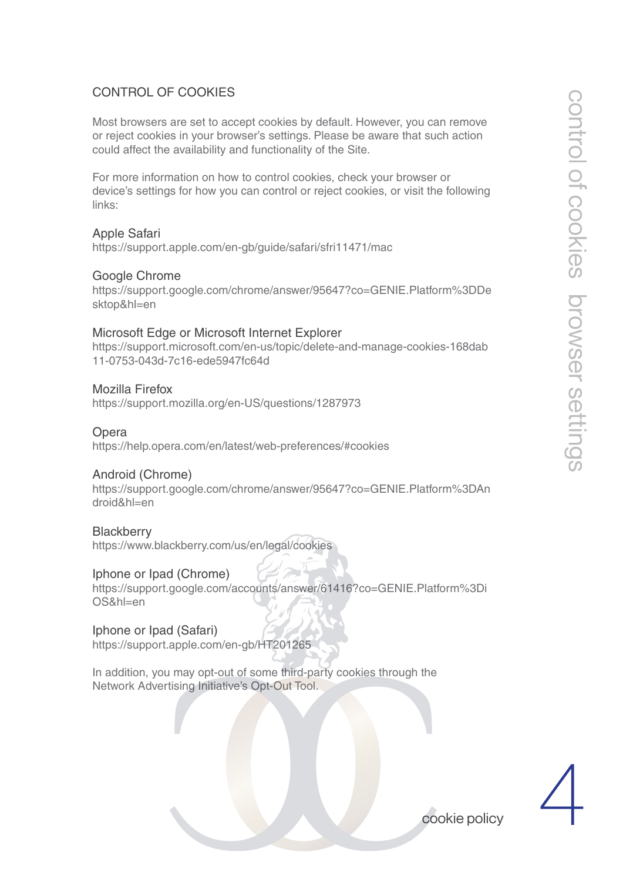## CONTROL OF COOKIES

Most browsers are set to accept cookies by default. However, you can remove or reject cookies in your browser's settings. Please be aware that such action could affect the availability and functionality of the Site.

For more information on how to control cookies, check your browser or device's settings for how you can control or reject cookies, or visit the following links:

Apple Safari
https://support.apple.com/en-gb/guide/safari/sfri11471/mac

Google Chrome
https://support.google.com/chrome/answer/95647?co=GENIE.Platform%3DDesktop&hl=en

Microsoft Edge or Microsoft Internet Explorer
https://support.microsoft.com/en-us/topic/delete-and-manage-cookies-168dab11-0753-043d-7c16-ede5947fc64d

Mozilla Firefox
https://support.mozilla.org/en-US/questions/1287973

Opera
https://help.opera.com/en/latest/web-preferences/#cookies

Android (Chrome)
https://support.google.com/chrome/answer/95647?co=GENIE.Platform%3DAndroid&hl=en

Blackberry
https://www.blackberry.com/us/en/legal/cookies

Iphone or Ipad (Chrome)
https://support.google.com/accounts/answer/61416?co=GENIE.Platform%3DiOS&hl=en

Iphone or Ipad (Safari)
https://support.apple.com/en-gb/HT201265

In addition, you may opt-out of some third-party cookies through the Network Advertising Initiative's Opt-Out Tool.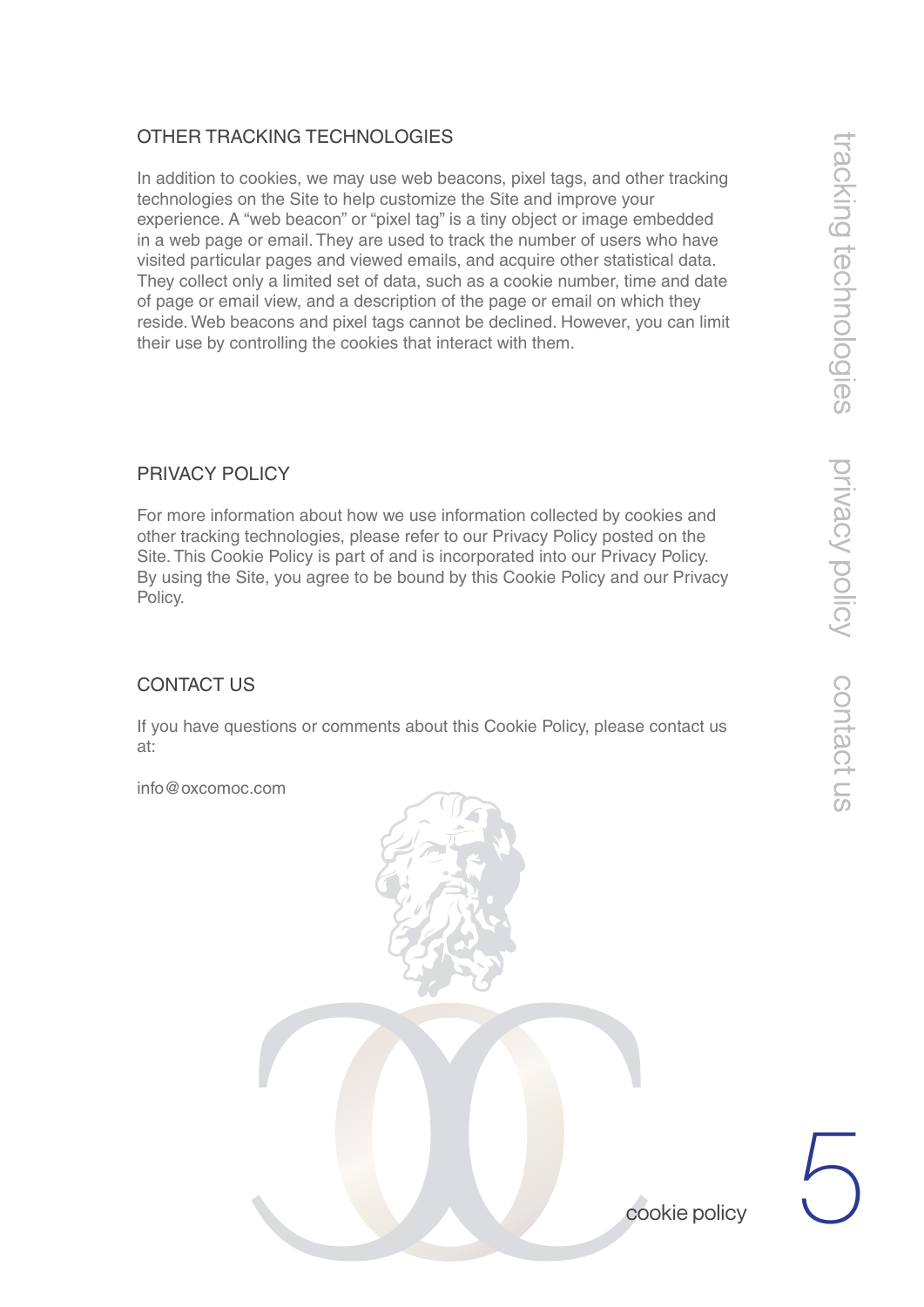## OTHER TRACKING TECHNOLOGIES

In addition to cookies, we may use web beacons, pixel tags, and other tracking technologies on the Site to help customize the Site and improve your experience. A "web beacon" or "pixel tag" is a tiny object or image embedded in a web page or email. They are used to track the number of users who have visited particular pages and viewed emails, and acquire other statistical data. They collect only a limited set of data, such as a cookie number, time and date of page or email view, and a description of the page or email on which they reside. Web beacons and pixel tags cannot be declined. However, you can limit their use by controlling the cookies that interact with them.

## PRIVACY POLICY

For more information about how we use information collected by cookies and other tracking technologies, please refer to our Privacy Policy posted on the Site. This Cookie Policy is part of and is incorporated into our Privacy Policy. By using the Site, you agree to be bound by this Cookie Policy and our Privacy Policy.

## CONTACT US

If you have questions or comments about this Cookie Policy, please contact us at:

info@oxcomoc.com